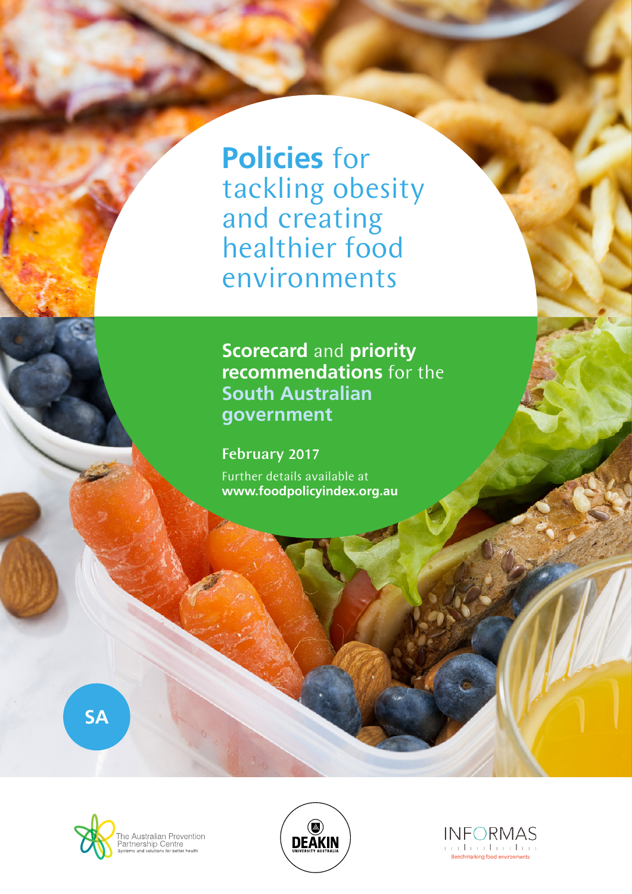# **Policies** for tackling obesity and creating healthier food environments

## **Scorecard** and **priority recommendations** for the **South Australian government**

**February 2017**

Further details available at **www.foodpolicyindex.org.au**

SA

The Australian Prevention Partnership Centre
Systems and solutions for better health

DEAKIN UNIVERSITY AUSTRALIA

INFORMAS
Benchmarking food environments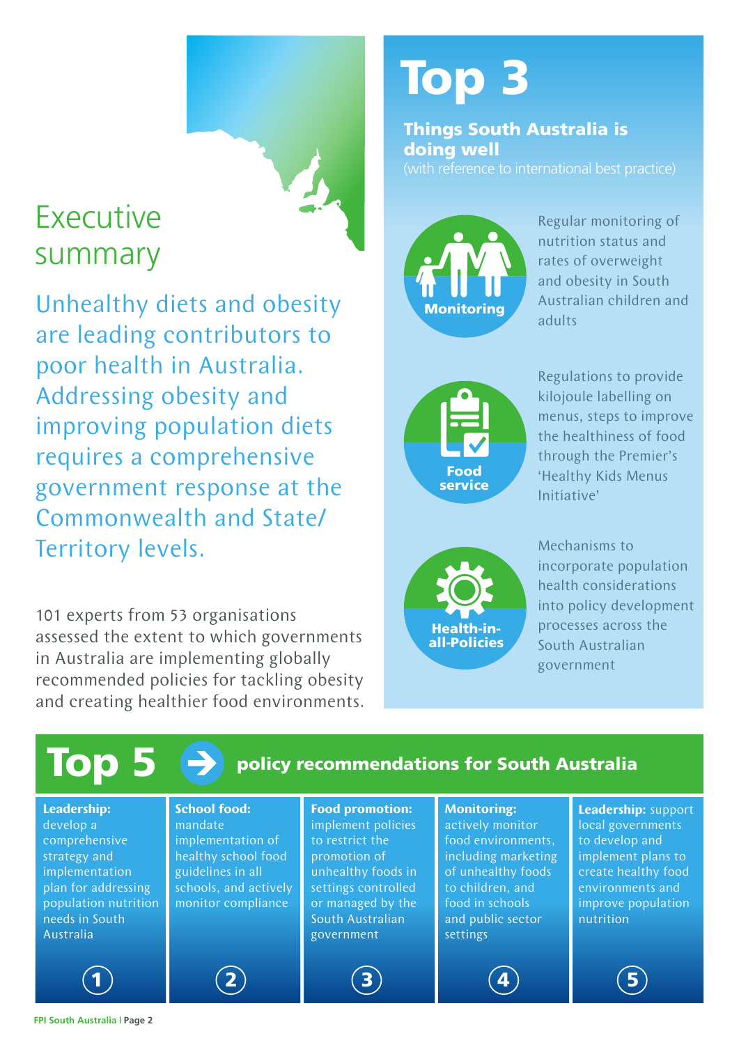# Executive summary

Unhealthy diets and obesity are leading contributors to poor health in Australia. Addressing obesity and improving population diets requires a comprehensive government response at the Commonwealth and State/ Territory levels.

101 experts from 53 organisations assessed the extent to which governments in Australia are implementing globally recommended policies for tackling obesity and creating healthier food environments.

## Top 3

### Things South Australia is doing well

(with reference to international best practice)

**Monitoring**

Regular monitoring of nutrition status and rates of overweight and obesity in South Australian children and adults

**Food service**

Regulations to provide kilojoule labelling on menus, steps to improve the healthiness of food through the Premier's 'Healthy Kids Menus Initiative'

**Health-in-all-Policies**

Mechanisms to incorporate population health considerations into policy development processes across the South Australian government

## Top 5 policy recommendations for South Australia

1. **Leadership:** develop a comprehensive strategy and implementation plan for addressing population nutrition needs in South Australia
2. **School food:** mandate implementation of healthy school food guidelines in all schools, and actively monitor compliance
3. **Food promotion:** implement policies to restrict the promotion of unhealthy foods in settings controlled or managed by the South Australian government
4. **Monitoring:** actively monitor food environments, including marketing of unhealthy foods to children, and food in schools and public sector settings
5. **Leadership:** support local governments to develop and implement plans to create healthy food environments and improve population nutrition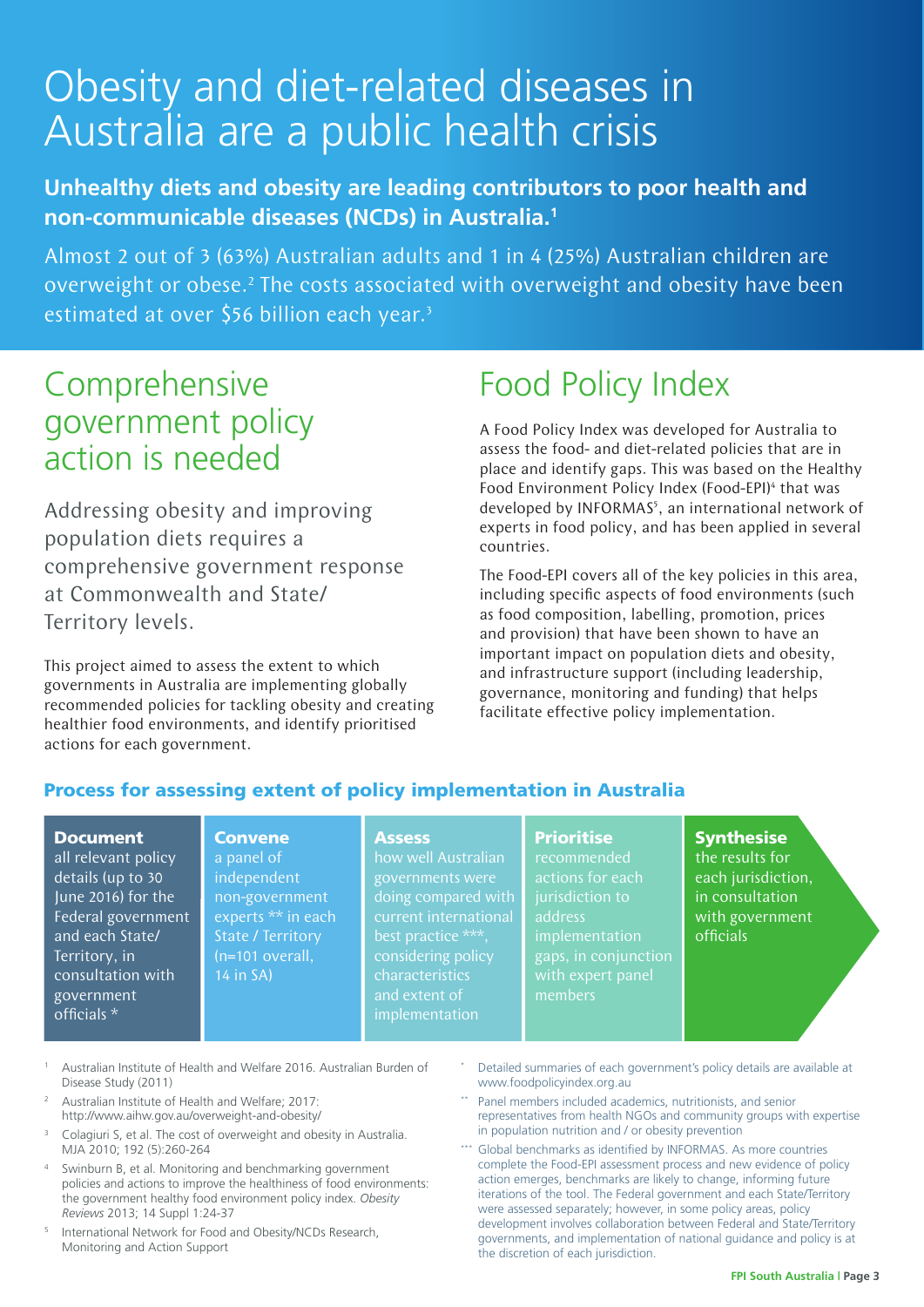# Obesity and diet-related diseases in Australia are a public health crisis

**Unhealthy diets and obesity are leading contributors to poor health and non-communicable diseases (NCDs) in Australia.[1]**

Almost 2 out of 3 (63%) Australian adults and 1 in 4 (25%) Australian children are overweight or obese.[2] The costs associated with overweight and obesity have been estimated at over $56 billion each year.[3]

## Comprehensive government policy action is needed

Addressing obesity and improving population diets requires a comprehensive government response at Commonwealth and State/Territory levels.

This project aimed to assess the extent to which governments in Australia are implementing globally recommended policies for tackling obesity and creating healthier food environments, and identify prioritised actions for each government.

## Food Policy Index

A Food Policy Index was developed for Australia to assess the food- and diet-related policies that are in place and identify gaps. This was based on the Healthy Food Environment Policy Index (Food-EPI)[4] that was developed by INFORMAS[5], an international network of experts in food policy, and has been applied in several countries.

The Food-EPI covers all of the key policies in this area, including specific aspects of food environments (such as food composition, labelling, promotion, prices and provision) that have been shown to have an important impact on population diets and obesity, and infrastructure support (including leadership, governance, monitoring and funding) that helps facilitate effective policy implementation.

### Process for assessing extent of policy implementation in Australia

1. **Document** all relevant policy details (up to 30 June 2016) for the Federal government and each State/Territory, in consultation with government officials *
2. **Convene** a panel of independent non-government experts ** in each State / Territory (n=101 overall, 14 in SA)
3. **Assess** how well Australian governments were doing compared with current international best practice ***, considering policy characteristics and extent of implementation
4. **Prioritise** recommended actions for each jurisdiction to address implementation gaps, in conjunction with expert panel members
5. **Synthesise** the results for each jurisdiction, in consultation with government officials

[1] Australian Institute of Health and Welfare 2016. Australian Burden of Disease Study (2011)

[2] Australian Institute of Health and Welfare; 2017: http://www.aihw.gov.au/overweight-and-obesity/

[3] Colagiuri S, et al. The cost of overweight and obesity in Australia. MJA 2010; 192 (5):260-264

[4] Swinburn B, et al. Monitoring and benchmarking government policies and actions to improve the healthiness of food environments: the government healthy food environment policy index. *Obesity Reviews* 2013; 14 Suppl 1:24-37

[5] International Network for Food and Obesity/NCDs Research, Monitoring and Action Support

\* Detailed summaries of each government's policy details are available at www.foodpolicyindex.org.au

\** Panel members included academics, nutritionists, and senior representatives from health NGOs and community groups with expertise in population nutrition and / or obesity prevention

\*** Global benchmarks as identified by INFORMAS. As more countries complete the Food-EPI assessment process and new evidence of policy action emerges, benchmarks are likely to change, informing future iterations of the tool. The Federal government and each State/Territory were assessed separately; however, in some policy areas, policy development involves collaboration between Federal and State/Territory governments, and implementation of national guidance and policy is at the discretion of each jurisdiction.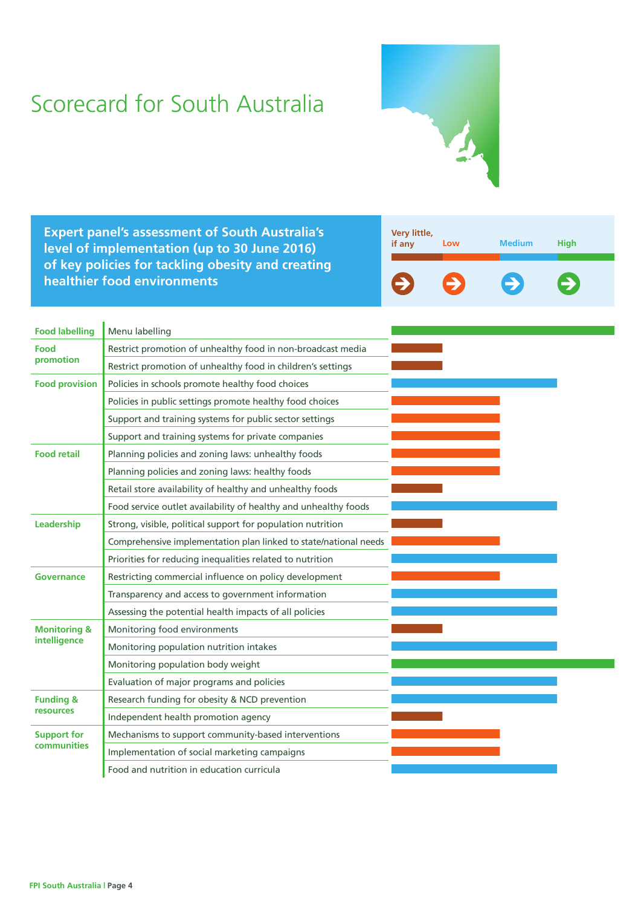# Scorecard for South Australia

**Expert panel's assessment of South Australia's level of implementation (up to 30 June 2016) of key policies for tackling obesity and creating healthier food environments**

Legend: Very little, if any | Low | Medium | High

| Domain | Policy | Level of implementation |
|---|---|---|
| Food labelling | Menu labelling | High |
| Food promotion | Restrict promotion of unhealthy food in non-broadcast media | Very little, if any |
| | Restrict promotion of unhealthy food in children's settings | Very little, if any |
| Food provision | Policies in schools promote healthy food choices | Medium |
| | Policies in public settings promote healthy food choices | Low |
| | Support and training systems for public sector settings | Low |
| | Support and training systems for private companies | Low |
| Food retail | Planning policies and zoning laws: unhealthy foods | Low |
| | Planning policies and zoning laws: healthy foods | Low |
| | Retail store availability of healthy and unhealthy foods | Very little, if any |
| | Food service outlet availability of healthy and unhealthy foods | Medium |
| Leadership | Strong, visible, political support for population nutrition | Very little, if any |
| | Comprehensive implementation plan linked to state/national needs | Low |
| | Priorities for reducing inequalities related to nutrition | Medium |
| Governance | Restricting commercial influence on policy development | Low |
| | Transparency and access to government information | Medium |
| | Assessing the potential health impacts of all policies | Medium |
| Monitoring & intelligence | Monitoring food environments | Very little, if any |
| | Monitoring population nutrition intakes | Medium |
| | Monitoring population body weight | High |
| | Evaluation of major programs and policies | Medium |
| Funding & resources | Research funding for obesity & NCD prevention | Medium |
| | Independent health promotion agency | Very little, if any |
| Support for communities | Mechanisms to support community-based interventions | Low |
| | Implementation of social marketing campaigns | Low |
| | Food and nutrition in education curricula | Medium |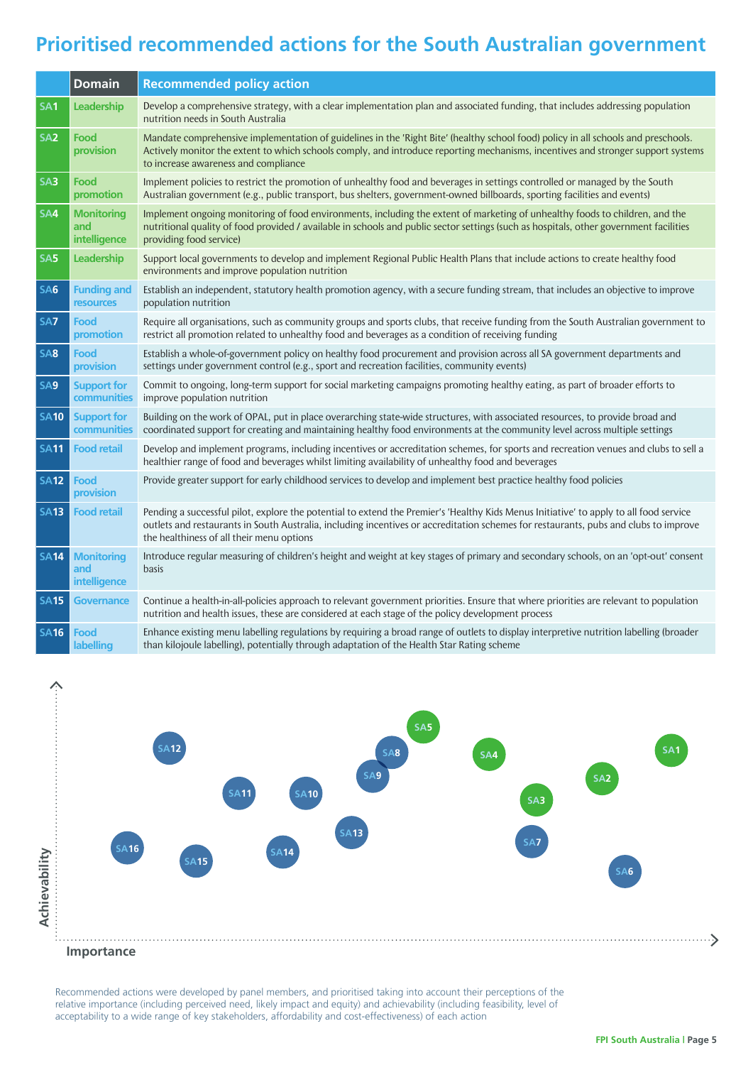# Prioritised recommended actions for the South Australian government

| | Domain | Recommended policy action |
|---|---|---|
| SA1 | Leadership | Develop a comprehensive strategy, with a clear implementation plan and associated funding, that includes addressing population nutrition needs in South Australia |
| SA2 | Food provision | Mandate comprehensive implementation of guidelines in the 'Right Bite' (healthy school food) policy in all schools and preschools. Actively monitor the extent to which schools comply, and introduce reporting mechanisms, incentives and stronger support systems to increase awareness and compliance |
| SA3 | Food promotion | Implement policies to restrict the promotion of unhealthy food and beverages in settings controlled or managed by the South Australian government (e.g., public transport, bus shelters, government-owned billboards, sporting facilities and events) |
| SA4 | Monitoring and intelligence | Implement ongoing monitoring of food environments, including the extent of marketing of unhealthy foods to children, and the nutritional quality of food provided / available in schools and public sector settings (such as hospitals, other government facilities providing food service) |
| SA5 | Leadership | Support local governments to develop and implement Regional Public Health Plans that include actions to create healthy food environments and improve population nutrition |
| SA6 | Funding and resources | Establish an independent, statutory health promotion agency, with a secure funding stream, that includes an objective to improve population nutrition |
| SA7 | Food promotion | Require all organisations, such as community groups and sports clubs, that receive funding from the South Australian government to restrict all promotion related to unhealthy food and beverages as a condition of receiving funding |
| SA8 | Food provision | Establish a whole-of-government policy on healthy food procurement and provision across all SA government departments and settings under government control (e.g., sport and recreation facilities, community events) |
| SA9 | Support for communities | Commit to ongoing, long-term support for social marketing campaigns promoting healthy eating, as part of broader efforts to improve population nutrition |
| SA10 | Support for communities | Building on the work of OPAL, put in place overarching state-wide structures, with associated resources, to provide broad and coordinated support for creating and maintaining healthy food environments at the community level across multiple settings |
| SA11 | Food retail | Develop and implement programs, including incentives or accreditation schemes, for sports and recreation venues and clubs to sell a healthier range of food and beverages whilst limiting availability of unhealthy food and beverages |
| SA12 | Food provision | Provide greater support for early childhood services to develop and implement best practice healthy food policies |
| SA13 | Food retail | Pending a successful pilot, explore the potential to extend the Premier's 'Healthy Kids Menus Initiative' to apply to all food service outlets and restaurants in South Australia, including incentives or accreditation schemes for restaurants, pubs and clubs to improve the healthiness of all their menu options |
| SA14 | Monitoring and intelligence | Introduce regular measuring of children's height and weight at key stages of primary and secondary schools, on an 'opt-out' consent basis |
| SA15 | Governance | Continue a health-in-all-policies approach to relevant government priorities. Ensure that where priorities are relevant to population nutrition and health issues, these are considered at each stage of the policy development process |
| SA16 | Food labelling | Enhance existing menu labelling regulations by requiring a broad range of outlets to display interpretive nutrition labelling (broader than kilojoule labelling), potentially through adaptation of the Health Star Rating scheme |

Achievability

Importance

Recommended actions were developed by panel members, and prioritised taking into account their perceptions of the relative importance (including perceived need, likely impact and equity) and achievability (including feasibility, level of acceptability to a wide range of key stakeholders, affordability and cost-effectiveness) of each action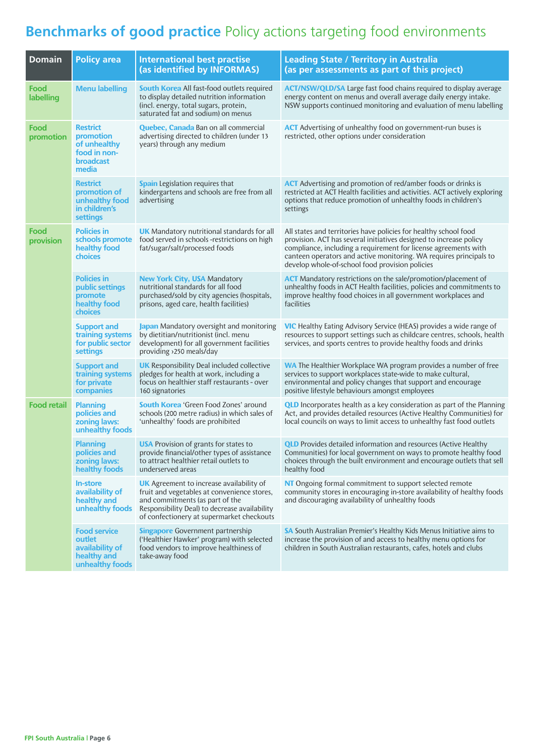# **Benchmarks of good practice** Policy actions targeting food environments

| Domain | Policy area | International best practise (as identified by INFORMAS) | Leading State / Territory in Australia (as per assessments as part of this project) |
|---|---|---|---|
| Food labelling | Menu labelling | **South Korea** All fast-food outlets required to display detailed nutrition information (incl. energy, total sugars, protein, saturated fat and sodium) on menus | **ACT/NSW/QLD/SA** Large fast food chains required to display average energy content on menus and overall average daily energy intake. NSW supports continued monitoring and evaluation of menu labelling |
| Food promotion | Restrict promotion of unhealthy food in non-broadcast media | **Quebec, Canada** Ban on all commercial advertising directed to children (under 13 years) through any medium | **ACT** Advertising of unhealthy food on government-run buses is restricted, other options under consideration |
| | Restrict promotion of unhealthy food in children's settings | **Spain** Legislation requires that kindergartens and schools are free from all advertising | **ACT** Advertising and promotion of red/amber foods or drinks is restricted at ACT Health facilities and activities. ACT actively exploring options that reduce promotion of unhealthy foods in children's settings |
| Food provision | Policies in schools promote healthy food choices | **UK** Mandatory nutritional standards for all food served in schools -restrictions on high fat/sugar/salt/processed foods | All states and territories have policies for healthy school food provision. ACT has several initiatives designed to increase policy compliance, including a requirement for license agreements with canteen operators and active monitoring. WA requires principals to develop whole-of-school food provision policies |
| | Policies in public settings promote healthy food choices | **New York City, USA** Mandatory nutritional standards for all food purchased/sold by city agencies (hospitals, prisons, aged care, health facilities) | **ACT** Mandatory restrictions on the sale/promotion/placement of unhealthy foods in ACT Health facilities, policies and commitments to improve healthy food choices in all government workplaces and facilities |
| | Support and training systems for public sector settings | **Japan** Mandatory oversight and monitoring by dietitian/nutritionist (incl. menu development) for all government facilities providing ›250 meals/day | **VIC** Healthy Eating Advisory Service (HEAS) provides a wide range of resources to support settings such as childcare centres, schools, health services, and sports centres to provide healthy foods and drinks |
| | Support and training systems for private companies | **UK** Responsibility Deal included collective pledges for health at work, including a focus on healthier staff restaurants - over 160 signatories | **WA** The Healthier Workplace WA program provides a number of free services to support workplaces state-wide to make cultural, environmental and policy changes that support and encourage positive lifestyle behaviours amongst employees |
| Food retail | Planning policies and zoning laws: unhealthy foods | **South Korea** 'Green Food Zones' around schools (200 metre radius) in which sales of 'unhealthy' foods are prohibited | **QLD** Incorporates health as a key consideration as part of the Planning Act, and provides detailed resources (Active Healthy Communities) for local councils on ways to limit access to unhealthy fast food outlets |
| | Planning policies and zoning laws: healthy foods | **USA** Provision of grants for states to provide financial/other types of assistance to attract healthier retail outlets to underserved areas | **QLD** Provides detailed information and resources (Active Healthy Communities) for local government on ways to promote healthy food choices through the built environment and encourage outlets that sell healthy food |
| | In-store availability of healthy and unhealthy foods | **UK** Agreement to increase availability of fruit and vegetables at convenience stores, and commitments (as part of the Responsibility Deal) to decrease availability of confectionery at supermarket checkouts | **NT** Ongoing formal commitment to support selected remote community stores in encouraging in-store availability of healthy foods and discouraging availability of unhealthy foods |
| | Food service outlet availability of healthy and unhealthy foods | **Singapore** Government partnership ('Healthier Hawker' program) with selected food vendors to improve healthiness of take-away food | **SA** South Australian Premier's Healthy Kids Menus Initiative aims to increase the provision of and access to healthy menu options for children in South Australian restaurants, cafes, hotels and clubs |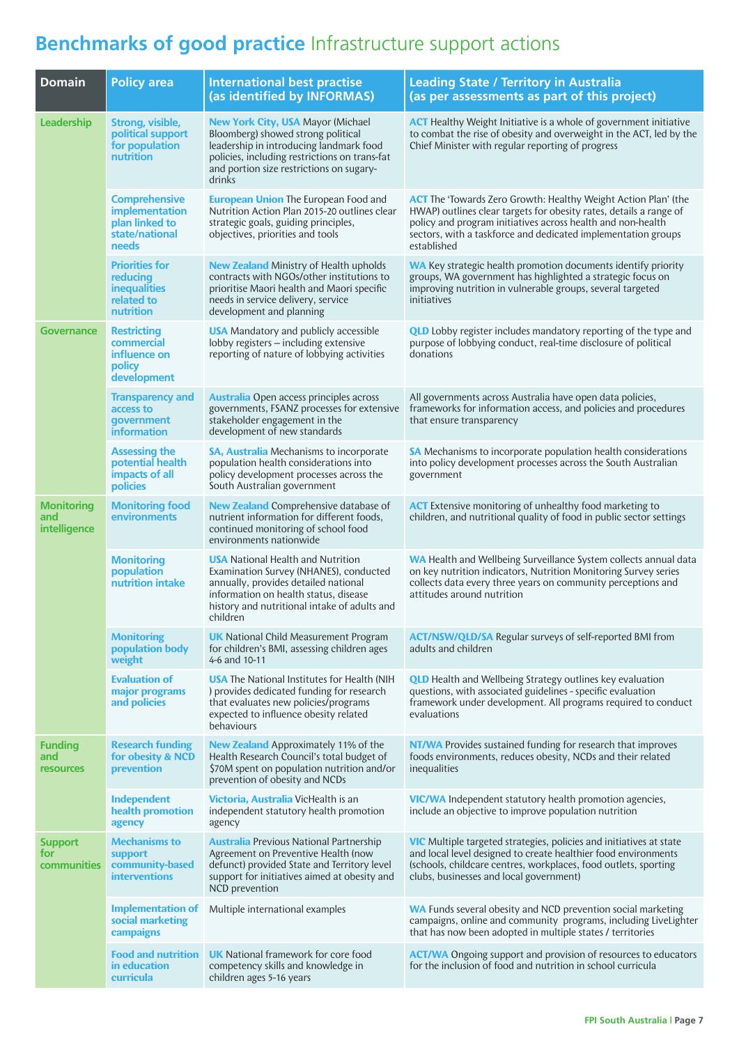# **Benchmarks of good practice** Infrastructure support actions

| Domain | Policy area | International best practise (as identified by INFORMAS) | Leading State / Territory in Australia (as per assessments as part of this project) |
|---|---|---|---|
| **Leadership** | **Strong, visible, political support for population nutrition** | **New York City, USA** Mayor (Michael Bloomberg) showed strong political leadership in introducing landmark food policies, including restrictions on trans-fat and portion size restrictions on sugary-drinks | **ACT** Healthy Weight Initiative is a whole of government initiative to combat the rise of obesity and overweight in the ACT, led by the Chief Minister with regular reporting of progress |
| | **Comprehensive implementation plan linked to state/national needs** | **European Union** The European Food and Nutrition Action Plan 2015-20 outlines clear strategic goals, guiding principles, objectives, priorities and tools | **ACT** The 'Towards Zero Growth: Healthy Weight Action Plan' (the HWAP) outlines clear targets for obesity rates, details a range of policy and program initiatives across health and non-health sectors, with a taskforce and dedicated implementation groups established |
| | **Priorities for reducing inequalities related to nutrition** | **New Zealand** Ministry of Health upholds contracts with NGOs/other institutions to prioritise Maori health and Maori specific needs in service delivery, service development and planning | **WA** Key strategic health promotion documents identify priority groups, WA government has highlighted a strategic focus on improving nutrition in vulnerable groups, several targeted initiatives |
| **Governance** | **Restricting commercial influence on policy development** | **USA** Mandatory and publicly accessible lobby registers – including extensive reporting of nature of lobbying activities | **QLD** Lobby register includes mandatory reporting of the type and purpose of lobbying conduct, real-time disclosure of political donations |
| | **Transparency and access to government information** | **Australia** Open access principles across governments, FSANZ processes for extensive stakeholder engagement in the development of new standards | All governments across Australia have open data policies, frameworks for information access, and policies and procedures that ensure transparency |
| | **Assessing the potential health impacts of all policies** | **SA, Australia** Mechanisms to incorporate population health considerations into policy development processes across the South Australian government | **SA** Mechanisms to incorporate population health considerations into policy development processes across the South Australian government |
| **Monitoring and intelligence** | **Monitoring food environments** | **New Zealand** Comprehensive database of nutrient information for different foods, continued monitoring of school food environments nationwide | **ACT** Extensive monitoring of unhealthy food marketing to children, and nutritional quality of food in public sector settings |
| | **Monitoring population nutrition intake** | **USA** National Health and Nutrition Examination Survey (NHANES), conducted annually, provides detailed national information on health status, disease history and nutritional intake of adults and children | **WA** Health and Wellbeing Surveillance System collects annual data on key nutrition indicators, Nutrition Monitoring Survey series collects data every three years on community perceptions and attitudes around nutrition |
| | **Monitoring population body weight** | **UK** National Child Measurement Program for children's BMI, assessing children ages 4-6 and 10-11 | **ACT/NSW/QLD/SA** Regular surveys of self-reported BMI from adults and children |
| | **Evaluation of major programs and policies** | **USA** The National Institutes for Health (NIH ) provides dedicated funding for research that evaluates new policies/programs expected to influence obesity related behaviours | **QLD** Health and Wellbeing Strategy outlines key evaluation questions, with associated guidelines - specific evaluation framework under development. All programs required to conduct evaluations |
| **Funding and resources** | **Research funding for obesity & NCD prevention** | **New Zealand** Approximately 11% of the Health Research Council's total budget of $70M spent on population nutrition and/or prevention of obesity and NCDs | **NT/WA** Provides sustained funding for research that improves foods environments, reduces obesity, NCDs and their related inequalities |
| | **Independent health promotion agency** | **Victoria, Australia** VicHealth is an independent statutory health promotion agency | **VIC/WA** Independent statutory health promotion agencies, include an objective to improve population nutrition |
| **Support for communities** | **Mechanisms to support community-based interventions** | **Australia** Previous National Partnership Agreement on Preventive Health (now defunct) provided State and Territory level support for initiatives aimed at obesity and NCD prevention | **VIC** Multiple targeted strategies, policies and initiatives at state and local level designed to create healthier food environments (schools, childcare centres, workplaces, food outlets, sporting clubs, businesses and local government) |
| | **Implementation of social marketing campaigns** | Multiple international examples | **WA** Funds several obesity and NCD prevention social marketing campaigns, online and community programs, including LiveLighter that has now been adopted in multiple states / territories |
| | **Food and nutrition in education curricula** | **UK** National framework for core food competency skills and knowledge in children ages 5-16 years | **ACT/WA** Ongoing support and provision of resources to educators for the inclusion of food and nutrition in school curricula |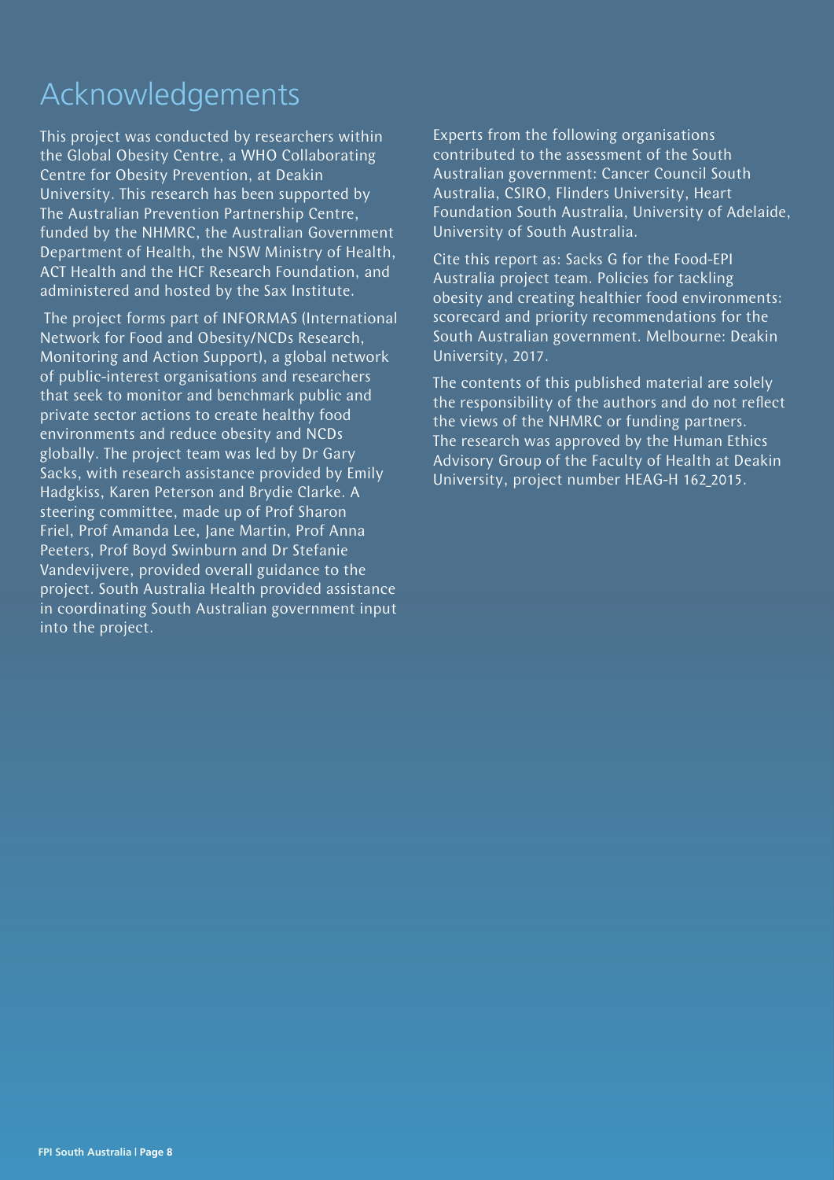# Acknowledgements

This project was conducted by researchers within the Global Obesity Centre, a WHO Collaborating Centre for Obesity Prevention, at Deakin University. This research has been supported by The Australian Prevention Partnership Centre, funded by the NHMRC, the Australian Government Department of Health, the NSW Ministry of Health, ACT Health and the HCF Research Foundation, and administered and hosted by the Sax Institute.

The project forms part of INFORMAS (International Network for Food and Obesity/NCDs Research, Monitoring and Action Support), a global network of public-interest organisations and researchers that seek to monitor and benchmark public and private sector actions to create healthy food environments and reduce obesity and NCDs globally. The project team was led by Dr Gary Sacks, with research assistance provided by Emily Hadgkiss, Karen Peterson and Brydie Clarke. A steering committee, made up of Prof Sharon Friel, Prof Amanda Lee, Jane Martin, Prof Anna Peeters, Prof Boyd Swinburn and Dr Stefanie Vandevijvere, provided overall guidance to the project. South Australia Health provided assistance in coordinating South Australian government input into the project.

Experts from the following organisations contributed to the assessment of the South Australian government: Cancer Council South Australia, CSIRO, Flinders University, Heart Foundation South Australia, University of Adelaide, University of South Australia.

Cite this report as: Sacks G for the Food-EPI Australia project team. Policies for tackling obesity and creating healthier food environments: scorecard and priority recommendations for the South Australian government. Melbourne: Deakin University, 2017.

The contents of this published material are solely the responsibility of the authors and do not reflect the views of the NHMRC or funding partners. The research was approved by the Human Ethics Advisory Group of the Faculty of Health at Deakin University, project number HEAG-H 162_2015.